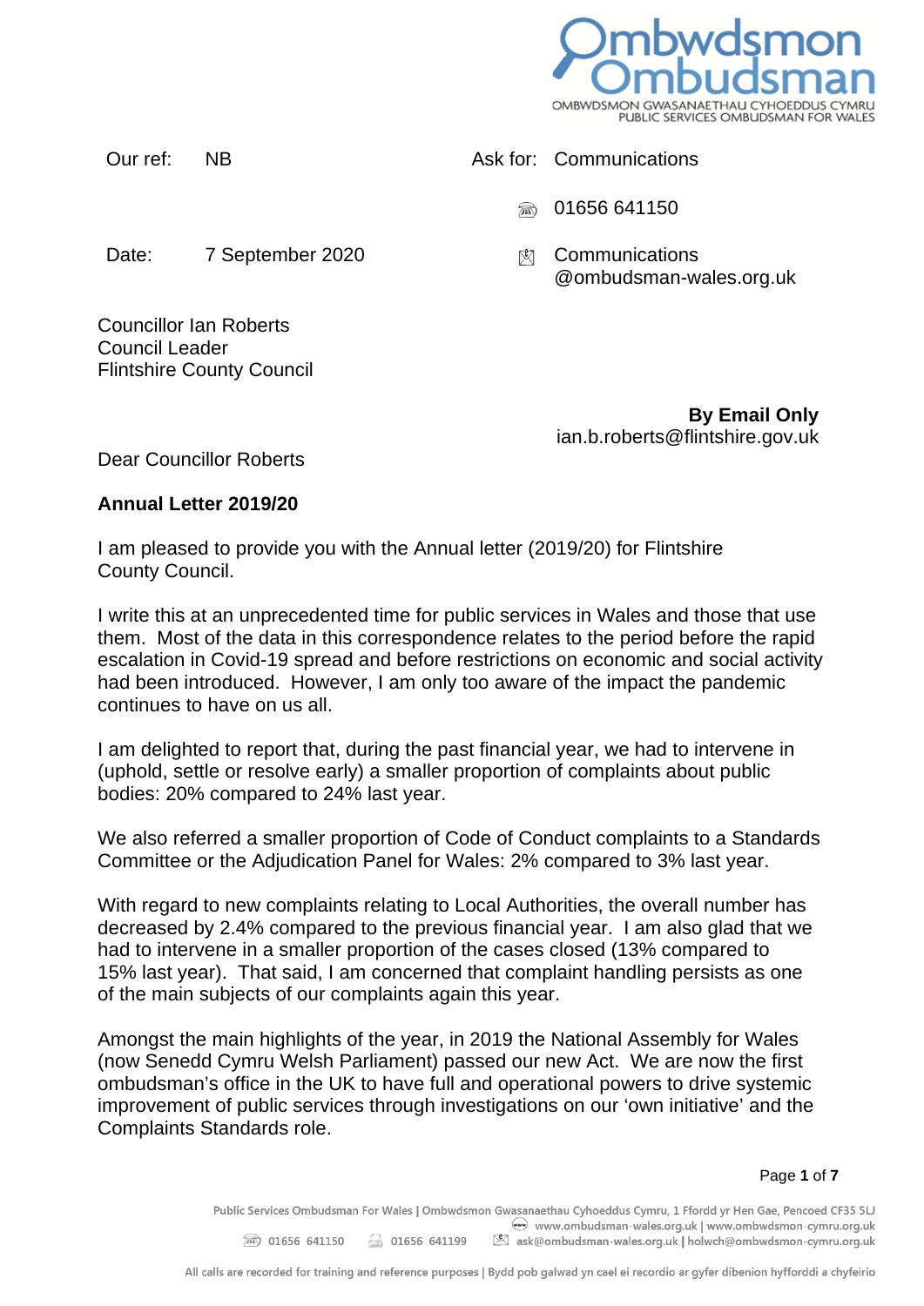Ombwdsmon Ombudsman
OMBWDSMON GWASANAETHAU CYHOEDDUS CYMRU
PUBLIC SERVICES OMBUDSMAN FOR WALES

Our ref: NB

Ask for: Communications

01656 641150

Date: 7 September 2020

Communications @ombudsman-wales.org.uk

Councillor Ian Roberts
Council Leader
Flintshire County Council

**By Email Only**
ian.b.roberts@flintshire.gov.uk

Dear Councillor Roberts

**Annual Letter 2019/20**

I am pleased to provide you with the Annual letter (2019/20) for Flintshire County Council.

I write this at an unprecedented time for public services in Wales and those that use them. Most of the data in this correspondence relates to the period before the rapid escalation in Covid-19 spread and before restrictions on economic and social activity had been introduced. However, I am only too aware of the impact the pandemic continues to have on us all.

I am delighted to report that, during the past financial year, we had to intervene in (uphold, settle or resolve early) a smaller proportion of complaints about public bodies: 20% compared to 24% last year.

We also referred a smaller proportion of Code of Conduct complaints to a Standards Committee or the Adjudication Panel for Wales: 2% compared to 3% last year.

With regard to new complaints relating to Local Authorities, the overall number has decreased by 2.4% compared to the previous financial year. I am also glad that we had to intervene in a smaller proportion of the cases closed (13% compared to 15% last year). That said, I am concerned that complaint handling persists as one of the main subjects of our complaints again this year.

Amongst the main highlights of the year, in 2019 the National Assembly for Wales (now Senedd Cymru Welsh Parliament) passed our new Act. We are now the first ombudsman's office in the UK to have full and operational powers to drive systemic improvement of public services through investigations on our 'own initiative' and the Complaints Standards role.

Public Services Ombudsman For Wales | Ombwdsmon Gwasanaethau Cyhoeddus Cymru, 1 Ffordd yr Hen Gae, Pencoed CF35 5LJ
www.ombudsman-wales.org.uk | www.ombwdsmon-cymru.org.uk
01656 641150 01656 641199 ask@ombudsman-wales.org.uk | holwch@ombwdsmon-cymru.org.uk

All calls are recorded for training and reference purposes | Bydd pob galwad yn cael ei recordio ar gyfer dibenion hyfforddi a chyfeirio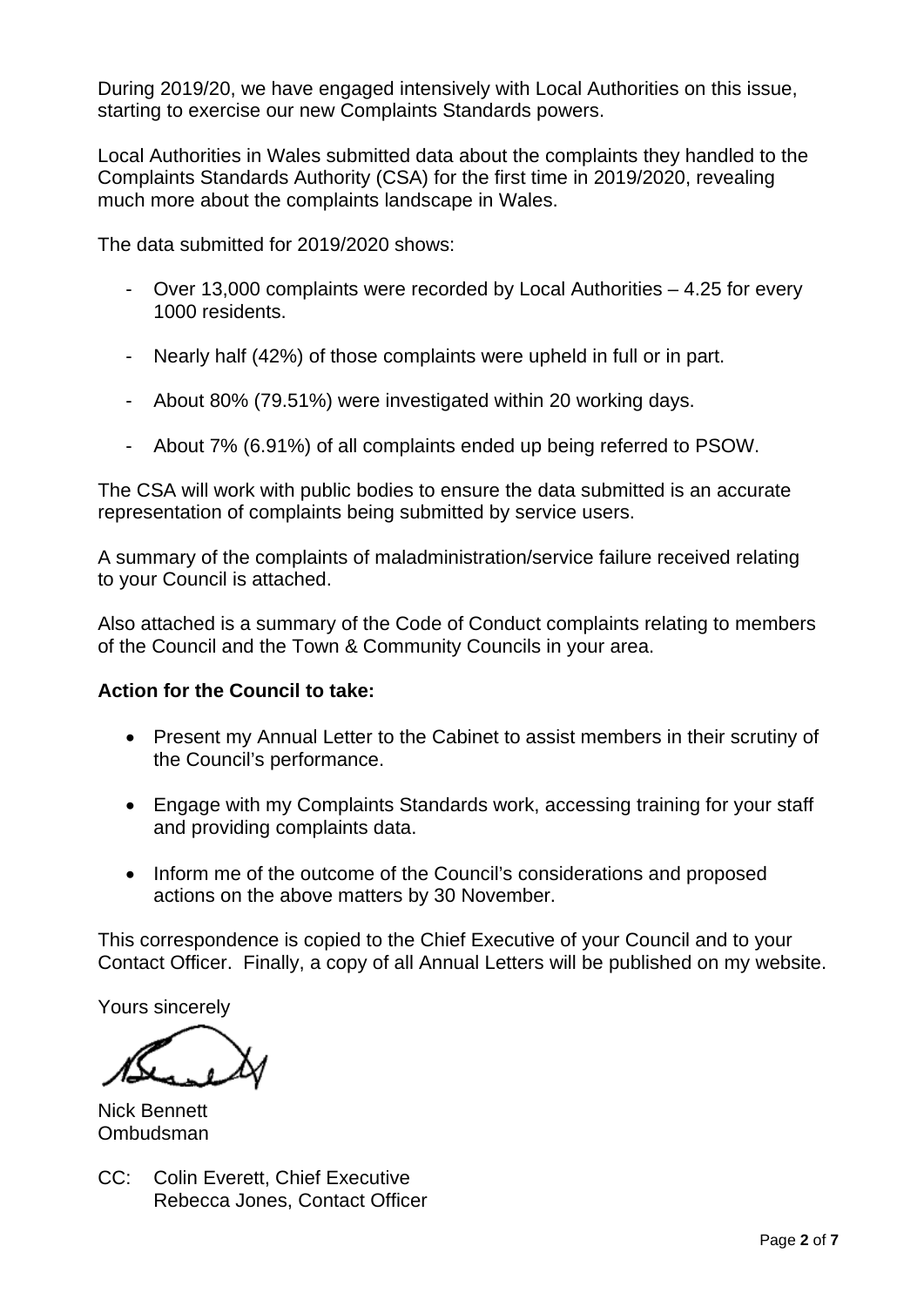During 2019/20, we have engaged intensively with Local Authorities on this issue, starting to exercise our new Complaints Standards powers.

Local Authorities in Wales submitted data about the complaints they handled to the Complaints Standards Authority (CSA) for the first time in 2019/2020, revealing much more about the complaints landscape in Wales.

The data submitted for 2019/2020 shows:

- Over 13,000 complaints were recorded by Local Authorities – 4.25 for every 1000 residents.
- Nearly half (42%) of those complaints were upheld in full or in part.
- About 80% (79.51%) were investigated within 20 working days.
- About 7% (6.91%) of all complaints ended up being referred to PSOW.

The CSA will work with public bodies to ensure the data submitted is an accurate representation of complaints being submitted by service users.

A summary of the complaints of maladministration/service failure received relating to your Council is attached.

Also attached is a summary of the Code of Conduct complaints relating to members of the Council and the Town & Community Councils in your area.

**Action for the Council to take:**

- Present my Annual Letter to the Cabinet to assist members in their scrutiny of the Council's performance.
- Engage with my Complaints Standards work, accessing training for your staff and providing complaints data.
- Inform me of the outcome of the Council's considerations and proposed actions on the above matters by 30 November.

This correspondence is copied to the Chief Executive of your Council and to your Contact Officer. Finally, a copy of all Annual Letters will be published on my website.

Yours sincerely

Nick Bennett
Ombudsman

CC: Colin Everett, Chief Executive
Rebecca Jones, Contact Officer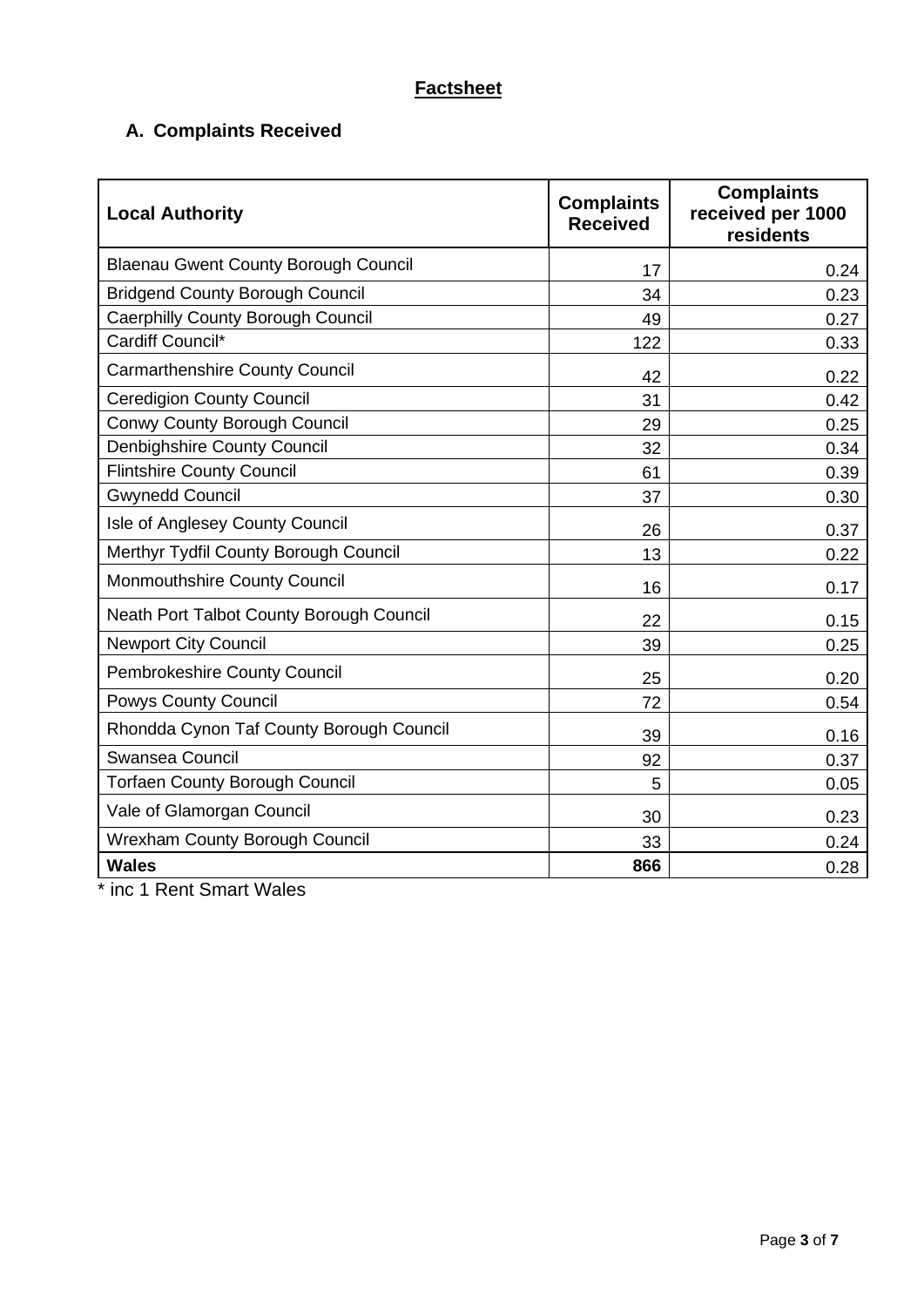# Factsheet

## A. Complaints Received

| Local Authority | Complaints Received | Complaints received per 1000 residents |
|---|---|---|
| Blaenau Gwent County Borough Council | 17 | 0.24 |
| Bridgend County Borough Council | 34 | 0.23 |
| Caerphilly County Borough Council | 49 | 0.27 |
| Cardiff Council* | 122 | 0.33 |
| Carmarthenshire County Council | 42 | 0.22 |
| Ceredigion County Council | 31 | 0.42 |
| Conwy County Borough Council | 29 | 0.25 |
| Denbighshire County Council | 32 | 0.34 |
| Flintshire County Council | 61 | 0.39 |
| Gwynedd Council | 37 | 0.30 |
| Isle of Anglesey County Council | 26 | 0.37 |
| Merthyr Tydfil County Borough Council | 13 | 0.22 |
| Monmouthshire County Council | 16 | 0.17 |
| Neath Port Talbot County Borough Council | 22 | 0.15 |
| Newport City Council | 39 | 0.25 |
| Pembrokeshire County Council | 25 | 0.20 |
| Powys County Council | 72 | 0.54 |
| Rhondda Cynon Taf County Borough Council | 39 | 0.16 |
| Swansea Council | 92 | 0.37 |
| Torfaen County Borough Council | 5 | 0.05 |
| Vale of Glamorgan Council | 30 | 0.23 |
| Wrexham County Borough Council | 33 | 0.24 |
| **Wales** | **866** | 0.28 |

* inc 1 Rent Smart Wales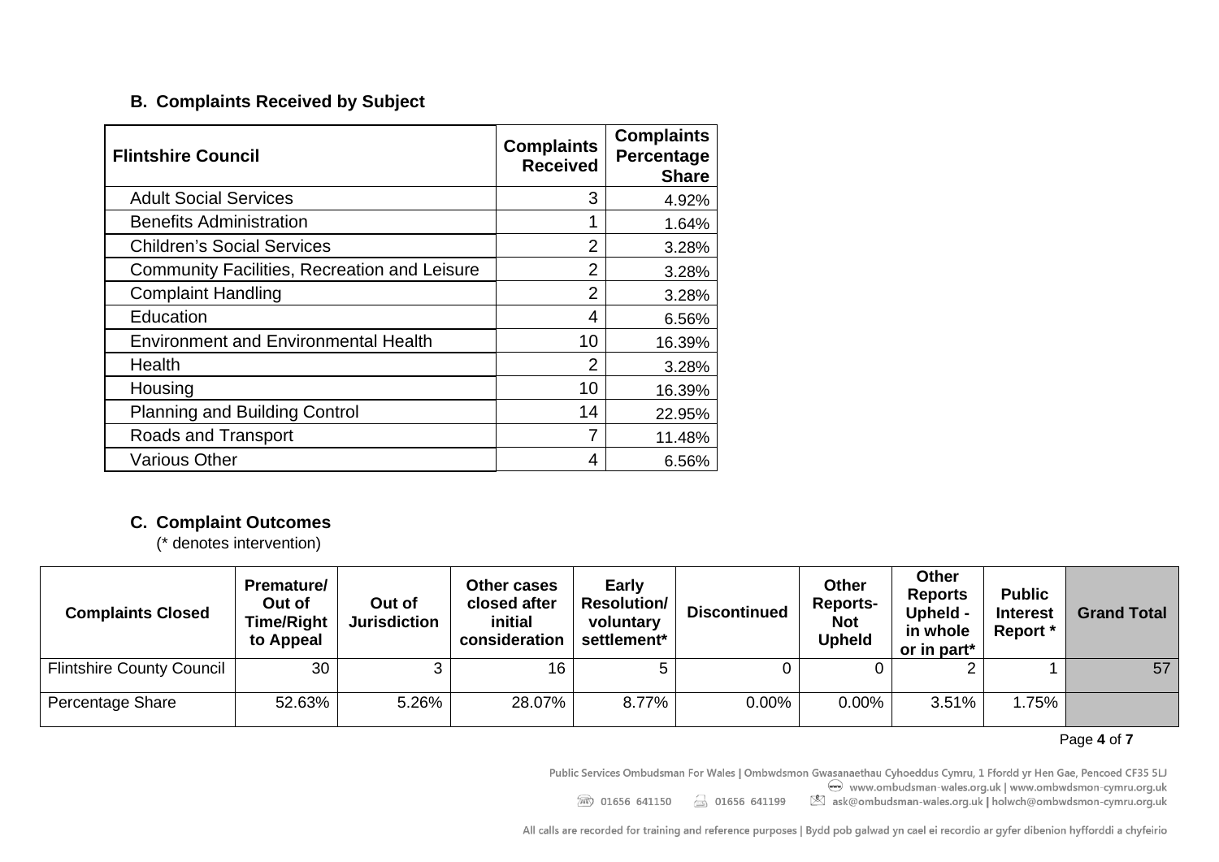### B. Complaints Received by Subject

| Flintshire Council | Complaints Received | Complaints Percentage Share |
|---|---|---|
| Adult Social Services | 3 | 4.92% |
| Benefits Administration | 1 | 1.64% |
| Children's Social Services | 2 | 3.28% |
| Community Facilities, Recreation and Leisure | 2 | 3.28% |
| Complaint Handling | 2 | 3.28% |
| Education | 4 | 6.56% |
| Environment and Environmental Health | 10 | 16.39% |
| Health | 2 | 3.28% |
| Housing | 10 | 16.39% |
| Planning and Building Control | 14 | 22.95% |
| Roads and Transport | 7 | 11.48% |
| Various Other | 4 | 6.56% |

### C. Complaint Outcomes

(* denotes intervention)

| Complaints Closed | Premature/ Out of Time/Right to Appeal | Out of Jurisdiction | Other cases closed after initial consideration | Early Resolution/ voluntary settlement* | Discontinued | Other Reports- Not Upheld | Other Reports Upheld - in whole or in part* | Public Interest Report * | Grand Total |
|---|---|---|---|---|---|---|---|---|---|
| Flintshire County Council | 30 | 3 | 16 | 5 | 0 | 0 | 2 | 1 | 57 |
| Percentage Share | 52.63% | 5.26% | 28.07% | 8.77% | 0.00% | 0.00% | 3.51% | 1.75% | |

Public Services Ombudsman For Wales | Ombwdsmon Gwasanaethau Cyhoeddus Cymru, 1 Ffordd yr Hen Gae, Pencoed CF35 5LJ
www.ombudsman-wales.org.uk | www.ombwdsmon-cymru.org.uk
01656 641150 01656 641199 ask@ombudsman-wales.org.uk | holwch@ombwdsmon-cymru.org.uk

All calls are recorded for training and reference purposes | Bydd pob galwad yn cael ei recordio ar gyfer dibenion hyfforddi a chyfeirio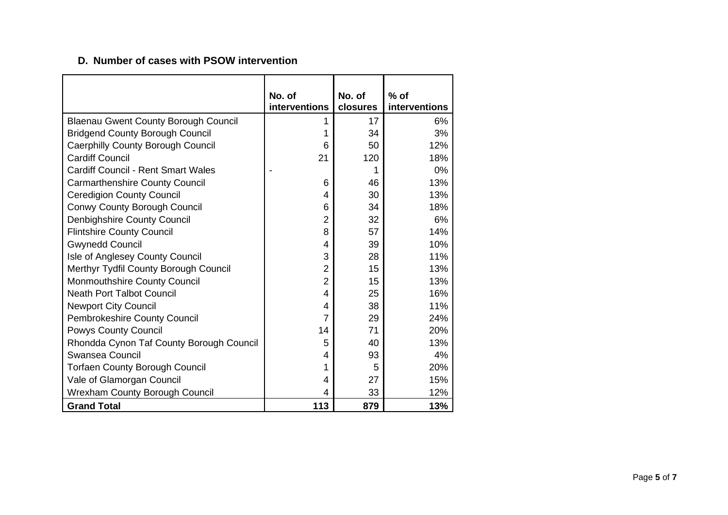## D. Number of cases with PSOW intervention

| | No. of interventions | No. of closures | % of interventions |
|---|---|---|---|
| Blaenau Gwent County Borough Council | 1 | 17 | 6% |
| Bridgend County Borough Council | 1 | 34 | 3% |
| Caerphilly County Borough Council | 6 | 50 | 12% |
| Cardiff Council | 21 | 120 | 18% |
| Cardiff Council - Rent Smart Wales | - | 1 | 0% |
| Carmarthenshire County Council | 6 | 46 | 13% |
| Ceredigion County Council | 4 | 30 | 13% |
| Conwy County Borough Council | 6 | 34 | 18% |
| Denbighshire County Council | 2 | 32 | 6% |
| Flintshire County Council | 8 | 57 | 14% |
| Gwynedd Council | 4 | 39 | 10% |
| Isle of Anglesey County Council | 3 | 28 | 11% |
| Merthyr Tydfil County Borough Council | 2 | 15 | 13% |
| Monmouthshire County Council | 2 | 15 | 13% |
| Neath Port Talbot Council | 4 | 25 | 16% |
| Newport City Council | 4 | 38 | 11% |
| Pembrokeshire County Council | 7 | 29 | 24% |
| Powys County Council | 14 | 71 | 20% |
| Rhondda Cynon Taf County Borough Council | 5 | 40 | 13% |
| Swansea Council | 4 | 93 | 4% |
| Torfaen County Borough Council | 1 | 5 | 20% |
| Vale of Glamorgan Council | 4 | 27 | 15% |
| Wrexham County Borough Council | 4 | 33 | 12% |
| **Grand Total** | **113** | **879** | **13%** |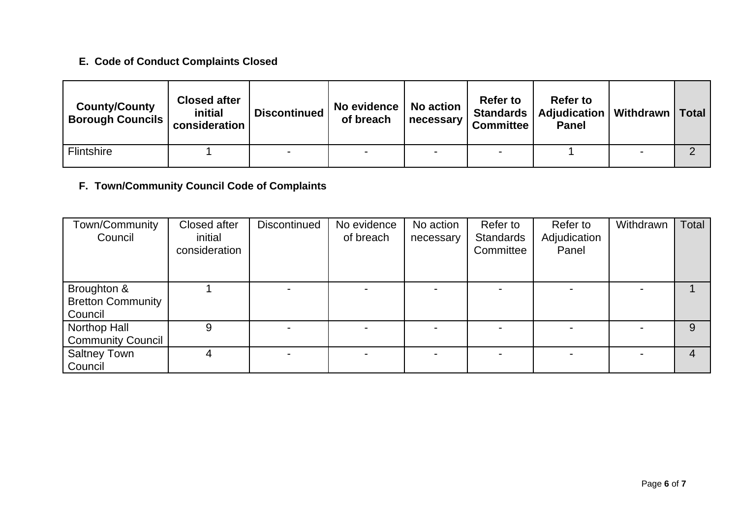**E. Code of Conduct Complaints Closed**

| County/County Borough Councils | Closed after initial consideration | Discontinued | No evidence of breach | No action necessary | Refer to Standards Committee | Refer to Adjudication Panel | Withdrawn | Total |
|---|---|---|---|---|---|---|---|---|
| Flintshire | 1 | - | - | - | - | 1 | - | 2 |

**F. Town/Community Council Code of Complaints**

| Town/Community Council | Closed after initial consideration | Discontinued | No evidence of breach | No action necessary | Refer to Standards Committee | Refer to Adjudication Panel | Withdrawn | Total |
|---|---|---|---|---|---|---|---|---|
| Broughton & Bretton Community Council | 1 | - | - | - | - | - | - | 1 |
| Northop Hall Community Council | 9 | - | - | - | - | - | - | 9 |
| Saltney Town Council | 4 | - | - | - | - | - | - | 4 |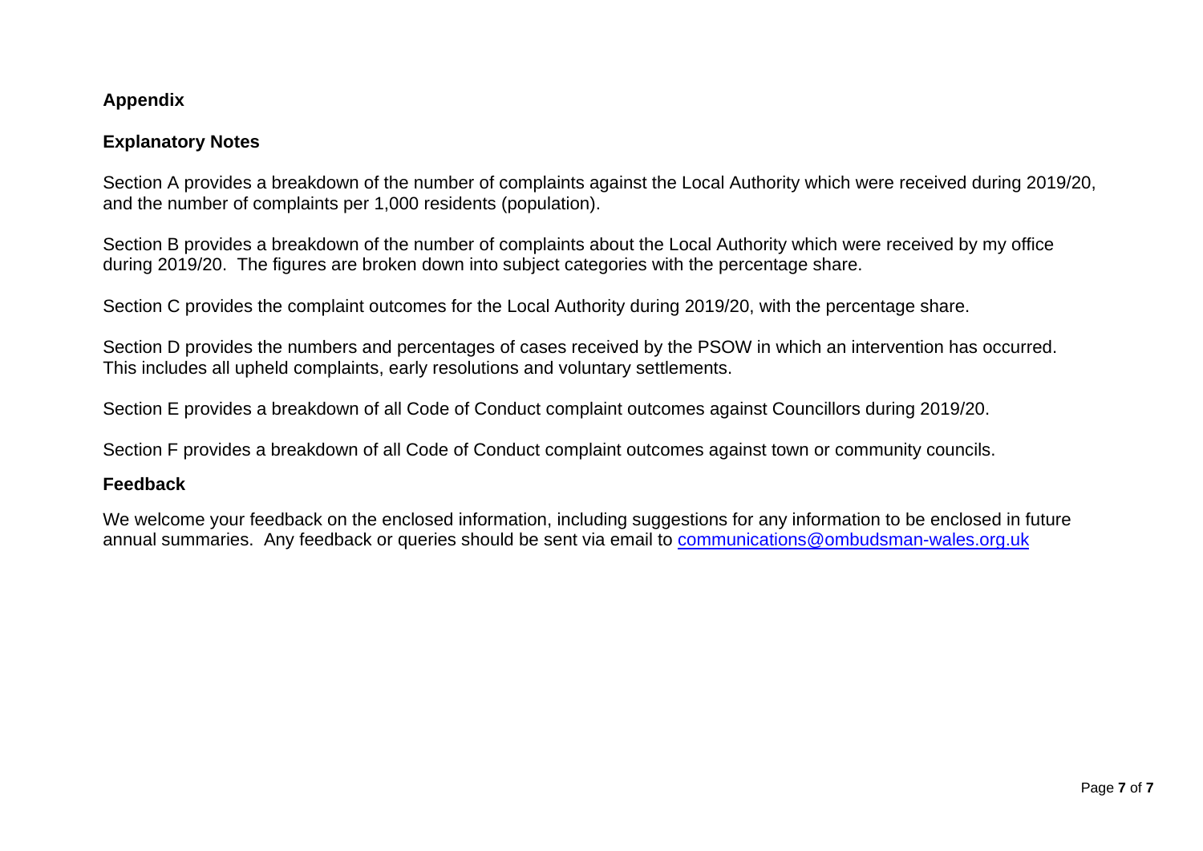## Appendix

### Explanatory Notes

Section A provides a breakdown of the number of complaints against the Local Authority which were received during 2019/20, and the number of complaints per 1,000 residents (population).

Section B provides a breakdown of the number of complaints about the Local Authority which were received by my office during 2019/20. The figures are broken down into subject categories with the percentage share.

Section C provides the complaint outcomes for the Local Authority during 2019/20, with the percentage share.

Section D provides the numbers and percentages of cases received by the PSOW in which an intervention has occurred. This includes all upheld complaints, early resolutions and voluntary settlements.

Section E provides a breakdown of all Code of Conduct complaint outcomes against Councillors during 2019/20.

Section F provides a breakdown of all Code of Conduct complaint outcomes against town or community councils.

### Feedback

We welcome your feedback on the enclosed information, including suggestions for any information to be enclosed in future annual summaries. Any feedback or queries should be sent via email to communications@ombudsman-wales.org.uk